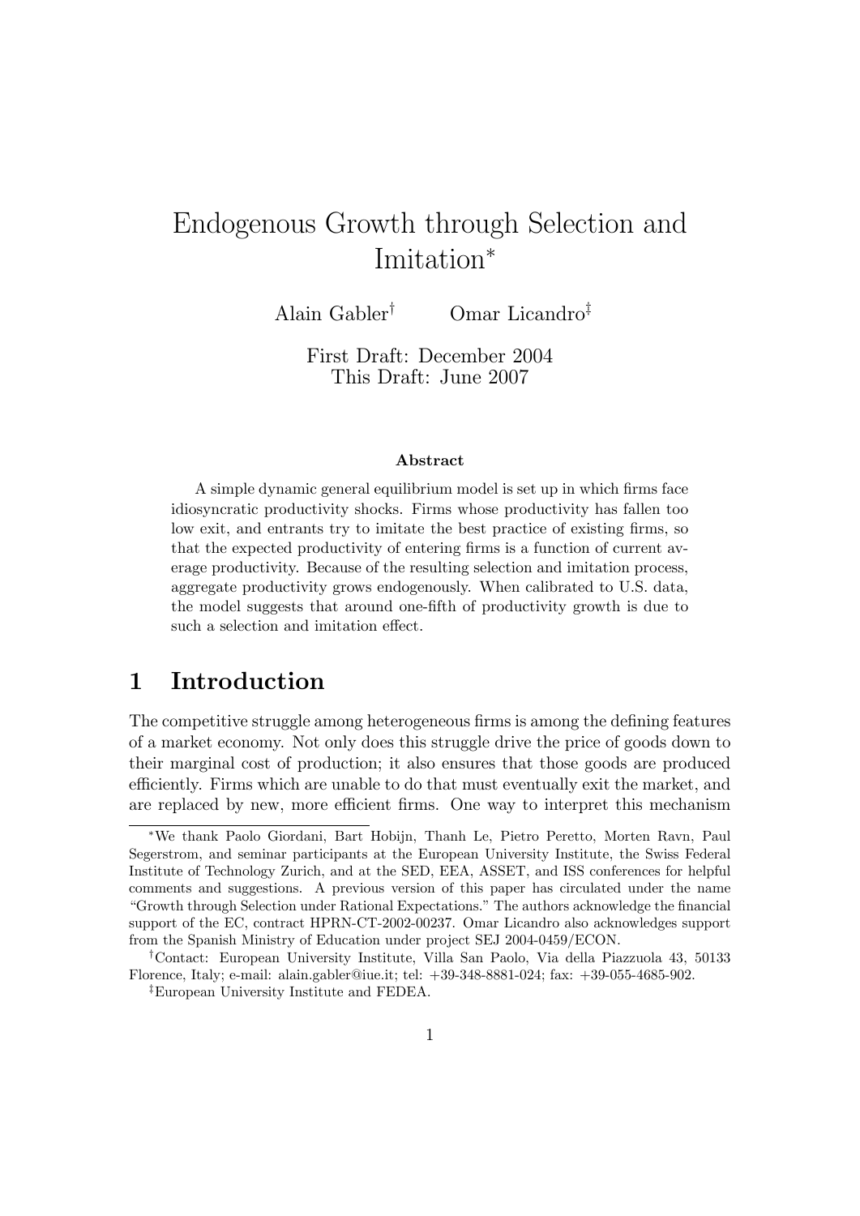# Endogenous Growth through Selection and Imitation*

Alain Gabler† Omar Licandro‡

First Draft: December 2004
This Draft: June 2007

### Abstract

A simple dynamic general equilibrium model is set up in which firms face idiosyncratic productivity shocks. Firms whose productivity has fallen too low exit, and entrants try to imitate the best practice of existing firms, so that the expected productivity of entering firms is a function of current average productivity. Because of the resulting selection and imitation process, aggregate productivity grows endogenously. When calibrated to U.S. data, the model suggests that around one-fifth of productivity growth is due to such a selection and imitation effect.

## 1 Introduction

The competitive struggle among heterogeneous firms is among the defining features of a market economy. Not only does this struggle drive the price of goods down to their marginal cost of production; it also ensures that those goods are produced efficiently. Firms which are unable to do that must eventually exit the market, and are replaced by new, more efficient firms. One way to interpret this mechanism

---

*We thank Paolo Giordani, Bart Hobijn, Thanh Le, Pietro Peretto, Morten Ravn, Paul Segerstrom, and seminar participants at the European University Institute, the Swiss Federal Institute of Technology Zurich, and at the SED, EEA, ASSET, and ISS conferences for helpful comments and suggestions. A previous version of this paper has circulated under the name "Growth through Selection under Rational Expectations." The authors acknowledge the financial support of the EC, contract HPRN-CT-2002-00237. Omar Licandro also acknowledges support from the Spanish Ministry of Education under project SEJ 2004-0459/ECON.

†Contact: European University Institute, Villa San Paolo, Via della Piazzuola 43, 50133 Florence, Italy; e-mail: alain.gabler@iue.it; tel: +39-348-8881-024; fax: +39-055-4685-902.

‡European University Institute and FEDEA.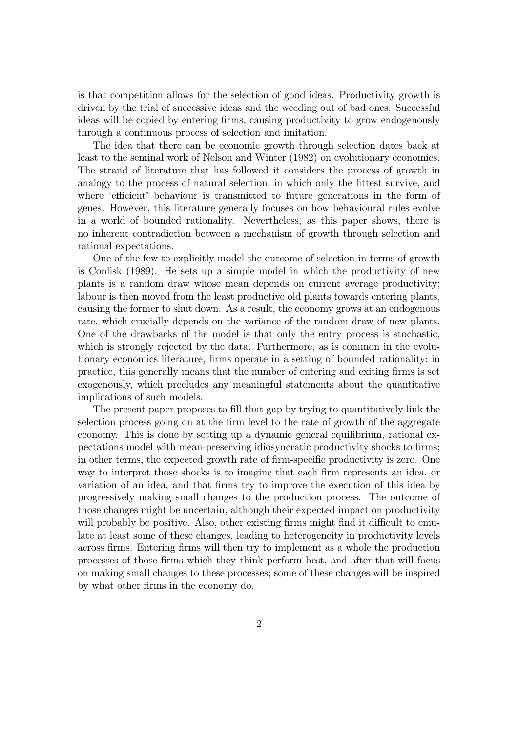is that competition allows for the selection of good ideas. Productivity growth is driven by the trial of successive ideas and the weeding out of bad ones. Successful ideas will be copied by entering firms, causing productivity to grow endogenously through a continuous process of selection and imitation.

The idea that there can be economic growth through selection dates back at least to the seminal work of Nelson and Winter (1982) on evolutionary economics. The strand of literature that has followed it considers the process of growth in analogy to the process of natural selection, in which only the fittest survive, and where 'efficient' behaviour is transmitted to future generations in the form of genes. However, this literature generally focuses on how behavioural rules evolve in a world of bounded rationality. Nevertheless, as this paper shows, there is no inherent contradiction between a mechanism of growth through selection and rational expectations.

One of the few to explicitly model the outcome of selection in terms of growth is Conlisk (1989). He sets up a simple model in which the productivity of new plants is a random draw whose mean depends on current average productivity; labour is then moved from the least productive old plants towards entering plants, causing the former to shut down. As a result, the economy grows at an endogenous rate, which crucially depends on the variance of the random draw of new plants. One of the drawbacks of the model is that only the entry process is stochastic, which is strongly rejected by the data. Furthermore, as is common in the evolutionary economics literature, firms operate in a setting of bounded rationality; in practice, this generally means that the number of entering and exiting firms is set exogenously, which precludes any meaningful statements about the quantitative implications of such models.

The present paper proposes to fill that gap by trying to quantitatively link the selection process going on at the firm level to the rate of growth of the aggregate economy. This is done by setting up a dynamic general equilibrium, rational expectations model with mean-preserving idiosyncratic productivity shocks to firms; in other terms, the expected growth rate of firm-specific productivity is zero. One way to interpret those shocks is to imagine that each firm represents an idea, or variation of an idea, and that firms try to improve the execution of this idea by progressively making small changes to the production process. The outcome of those changes might be uncertain, although their expected impact on productivity will probably be positive. Also, other existing firms might find it difficult to emulate at least some of these changes, leading to heterogeneity in productivity levels across firms. Entering firms will then try to implement as a whole the production processes of those firms which they think perform best, and after that will focus on making small changes to these processes; some of these changes will be inspired by what other firms in the economy do.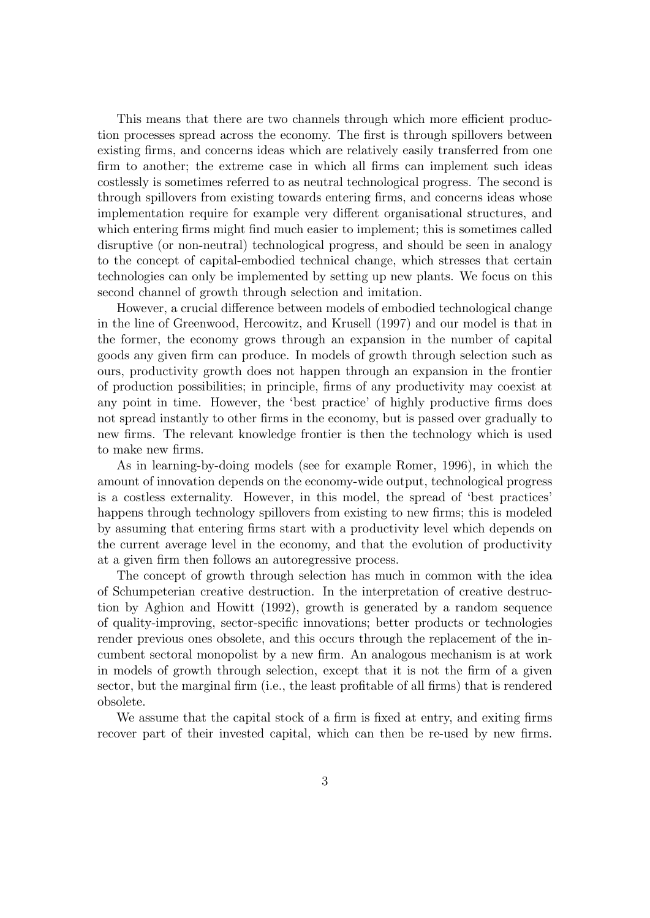This means that there are two channels through which more efficient production processes spread across the economy. The first is through spillovers between existing firms, and concerns ideas which are relatively easily transferred from one firm to another; the extreme case in which all firms can implement such ideas costlessly is sometimes referred to as neutral technological progress. The second is through spillovers from existing towards entering firms, and concerns ideas whose implementation require for example very different organisational structures, and which entering firms might find much easier to implement; this is sometimes called disruptive (or non-neutral) technological progress, and should be seen in analogy to the concept of capital-embodied technical change, which stresses that certain technologies can only be implemented by setting up new plants. We focus on this second channel of growth through selection and imitation.

However, a crucial difference between models of embodied technological change in the line of Greenwood, Hercowitz, and Krusell (1997) and our model is that in the former, the economy grows through an expansion in the number of capital goods any given firm can produce. In models of growth through selection such as ours, productivity growth does not happen through an expansion in the frontier of production possibilities; in principle, firms of any productivity may coexist at any point in time. However, the 'best practice' of highly productive firms does not spread instantly to other firms in the economy, but is passed over gradually to new firms. The relevant knowledge frontier is then the technology which is used to make new firms.

As in learning-by-doing models (see for example Romer, 1996), in which the amount of innovation depends on the economy-wide output, technological progress is a costless externality. However, in this model, the spread of 'best practices' happens through technology spillovers from existing to new firms; this is modeled by assuming that entering firms start with a productivity level which depends on the current average level in the economy, and that the evolution of productivity at a given firm then follows an autoregressive process.

The concept of growth through selection has much in common with the idea of Schumpeterian creative destruction. In the interpretation of creative destruction by Aghion and Howitt (1992), growth is generated by a random sequence of quality-improving, sector-specific innovations; better products or technologies render previous ones obsolete, and this occurs through the replacement of the incumbent sectoral monopolist by a new firm. An analogous mechanism is at work in models of growth through selection, except that it is not the firm of a given sector, but the marginal firm (i.e., the least profitable of all firms) that is rendered obsolete.

We assume that the capital stock of a firm is fixed at entry, and exiting firms recover part of their invested capital, which can then be re-used by new firms.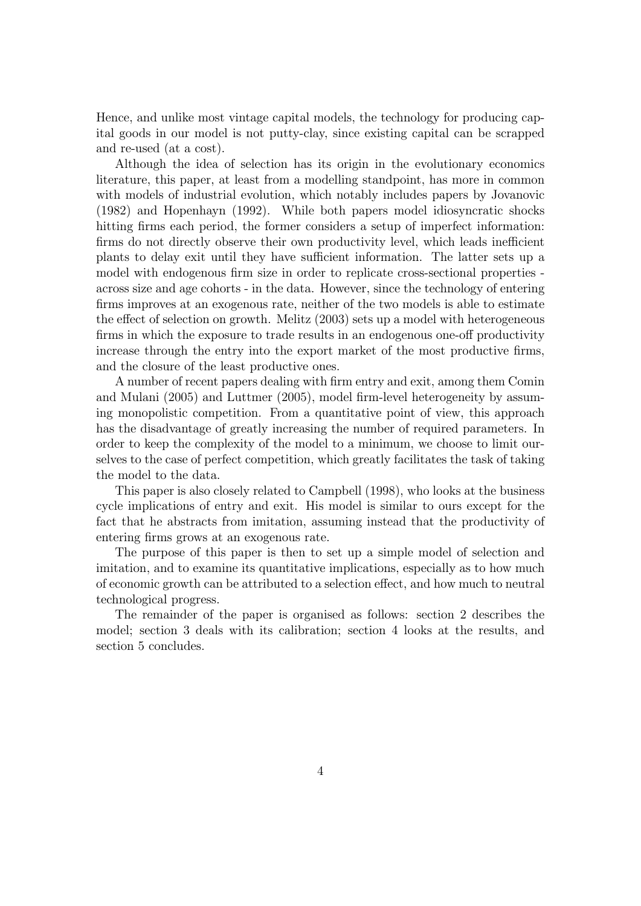Hence, and unlike most vintage capital models, the technology for producing capital goods in our model is not putty-clay, since existing capital can be scrapped and re-used (at a cost).

Although the idea of selection has its origin in the evolutionary economics literature, this paper, at least from a modelling standpoint, has more in common with models of industrial evolution, which notably includes papers by Jovanovic (1982) and Hopenhayn (1992). While both papers model idiosyncratic shocks hitting firms each period, the former considers a setup of imperfect information: firms do not directly observe their own productivity level, which leads inefficient plants to delay exit until they have sufficient information. The latter sets up a model with endogenous firm size in order to replicate cross-sectional properties - across size and age cohorts - in the data. However, since the technology of entering firms improves at an exogenous rate, neither of the two models is able to estimate the effect of selection on growth. Melitz (2003) sets up a model with heterogeneous firms in which the exposure to trade results in an endogenous one-off productivity increase through the entry into the export market of the most productive firms, and the closure of the least productive ones.

A number of recent papers dealing with firm entry and exit, among them Comin and Mulani (2005) and Luttmer (2005), model firm-level heterogeneity by assuming monopolistic competition. From a quantitative point of view, this approach has the disadvantage of greatly increasing the number of required parameters. In order to keep the complexity of the model to a minimum, we choose to limit ourselves to the case of perfect competition, which greatly facilitates the task of taking the model to the data.

This paper is also closely related to Campbell (1998), who looks at the business cycle implications of entry and exit. His model is similar to ours except for the fact that he abstracts from imitation, assuming instead that the productivity of entering firms grows at an exogenous rate.

The purpose of this paper is then to set up a simple model of selection and imitation, and to examine its quantitative implications, especially as to how much of economic growth can be attributed to a selection effect, and how much to neutral technological progress.

The remainder of the paper is organised as follows: section 2 describes the model; section 3 deals with its calibration; section 4 looks at the results, and section 5 concludes.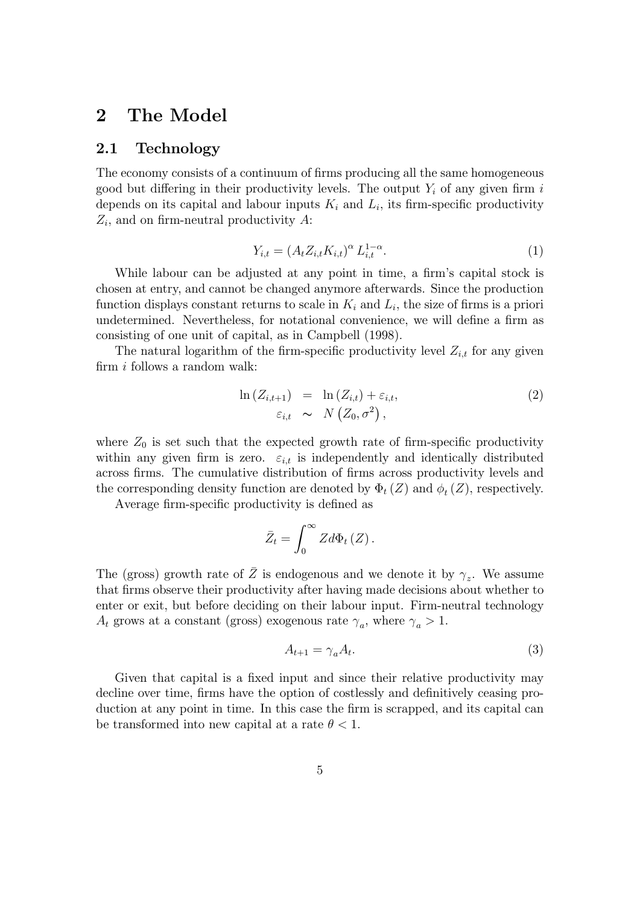# 2 The Model

## 2.1 Technology

The economy consists of a continuum of firms producing all the same homogeneous good but differing in their productivity levels. The output $Y_i$ of any given firm $i$ depends on its capital and labour inputs $K_i$ and $L_i$, its firm-specific productivity $Z_i$, and on firm-neutral productivity $A$:

$$Y_{i,t} = (A_t Z_{i,t} K_{i,t})^{\alpha} L_{i,t}^{1-\alpha}. \tag{1}$$

While labour can be adjusted at any point in time, a firm's capital stock is chosen at entry, and cannot be changed anymore afterwards. Since the production function displays constant returns to scale in $K_i$ and $L_i$, the size of firms is a priori undetermined. Nevertheless, for notational convenience, we will define a firm as consisting of one unit of capital, as in Campbell (1998).

The natural logarithm of the firm-specific productivity level $Z_{i,t}$ for any given firm $i$ follows a random walk:

$$\begin{aligned} \ln(Z_{i,t+1}) &= \ln(Z_{i,t}) + \varepsilon_{i,t}, \\ \varepsilon_{i,t} &\sim N(Z_0, \sigma^2), \end{aligned} \tag{2}$$

where $Z_0$ is set such that the expected growth rate of firm-specific productivity within any given firm is zero. $\varepsilon_{i,t}$ is independently and identically distributed across firms. The cumulative distribution of firms across productivity levels and the corresponding density function are denoted by $\Phi_t(Z)$ and $\phi_t(Z)$, respectively.

Average firm-specific productivity is defined as

$$\bar{Z}_t = \int_0^{\infty} Z d\Phi_t(Z).$$

The (gross) growth rate of $\bar{Z}$ is endogenous and we denote it by $\gamma_z$. We assume that firms observe their productivity after having made decisions about whether to enter or exit, but before deciding on their labour input. Firm-neutral technology $A_t$ grows at a constant (gross) exogenous rate $\gamma_a$, where $\gamma_a > 1$.

$$A_{t+1} = \gamma_a A_t. \tag{3}$$

Given that capital is a fixed input and since their relative productivity may decline over time, firms have the option of costlessly and definitively ceasing production at any point in time. In this case the firm is scrapped, and its capital can be transformed into new capital at a rate $\theta < 1$.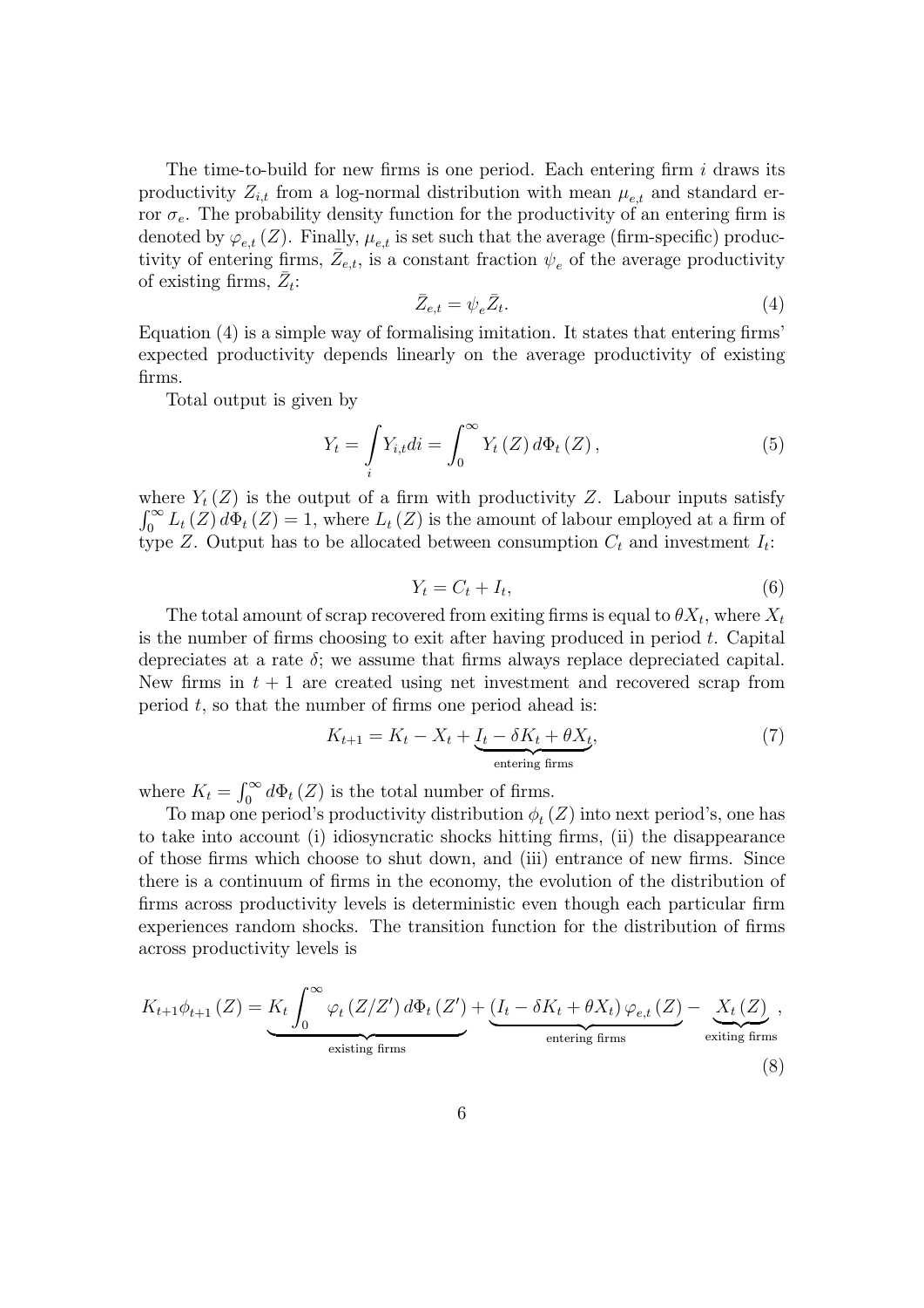The time-to-build for new firms is one period. Each entering firm $i$ draws its productivity $Z_{i,t}$ from a log-normal distribution with mean $\mu_{e,t}$ and standard error $\sigma_e$. The probability density function for the productivity of an entering firm is denoted by $\varphi_{e,t}(Z)$. Finally, $\mu_{e,t}$ is set such that the average (firm-specific) productivity of entering firms, $\bar{Z}_{e,t}$, is a constant fraction $\psi_e$ of the average productivity of existing firms, $\bar{Z}_t$:

$$\bar{Z}_{e,t} = \psi_e \bar{Z}_t. \tag{4}$$

Equation (4) is a simple way of formalising imitation. It states that entering firms' expected productivity depends linearly on the average productivity of existing firms.

Total output is given by

$$Y_t = \int_i Y_{i,t} di = \int_0^\infty Y_t(Z)\, d\Phi_t(Z), \tag{5}$$

where $Y_t(Z)$ is the output of a firm with productivity $Z$. Labour inputs satisfy $\int_0^\infty L_t(Z)\, d\Phi_t(Z) = 1$, where $L_t(Z)$ is the amount of labour employed at a firm of type $Z$. Output has to be allocated between consumption $C_t$ and investment $I_t$:

$$Y_t = C_t + I_t, \tag{6}$$

The total amount of scrap recovered from exiting firms is equal to $\theta X_t$, where $X_t$ is the number of firms choosing to exit after having produced in period $t$. Capital depreciates at a rate $\delta$; we assume that firms always replace depreciated capital. New firms in $t+1$ are created using net investment and recovered scrap from period $t$, so that the number of firms one period ahead is:

$$K_{t+1} = K_t - X_t + \underbrace{I_t - \delta K_t + \theta X_t}_{\text{entering firms}}, \tag{7}$$

where $K_t = \int_0^\infty d\Phi_t(Z)$ is the total number of firms.

To map one period's productivity distribution $\phi_t(Z)$ into next period's, one has to take into account (i) idiosyncratic shocks hitting firms, (ii) the disappearance of those firms which choose to shut down, and (iii) entrance of new firms. Since there is a continuum of firms in the economy, the evolution of the distribution of firms across productivity levels is deterministic even though each particular firm experiences random shocks. The transition function for the distribution of firms across productivity levels is

$$K_{t+1}\phi_{t+1}(Z) = \underbrace{K_t \int_0^\infty \varphi_t(Z/Z')\, d\Phi_t(Z')}_{\text{existing firms}} + \underbrace{(I_t - \delta K_t + \theta X_t)\, \varphi_{e,t}(Z)}_{\text{entering firms}} - \underbrace{X_t(Z)}_{\text{exiting firms}}, \tag{8}$$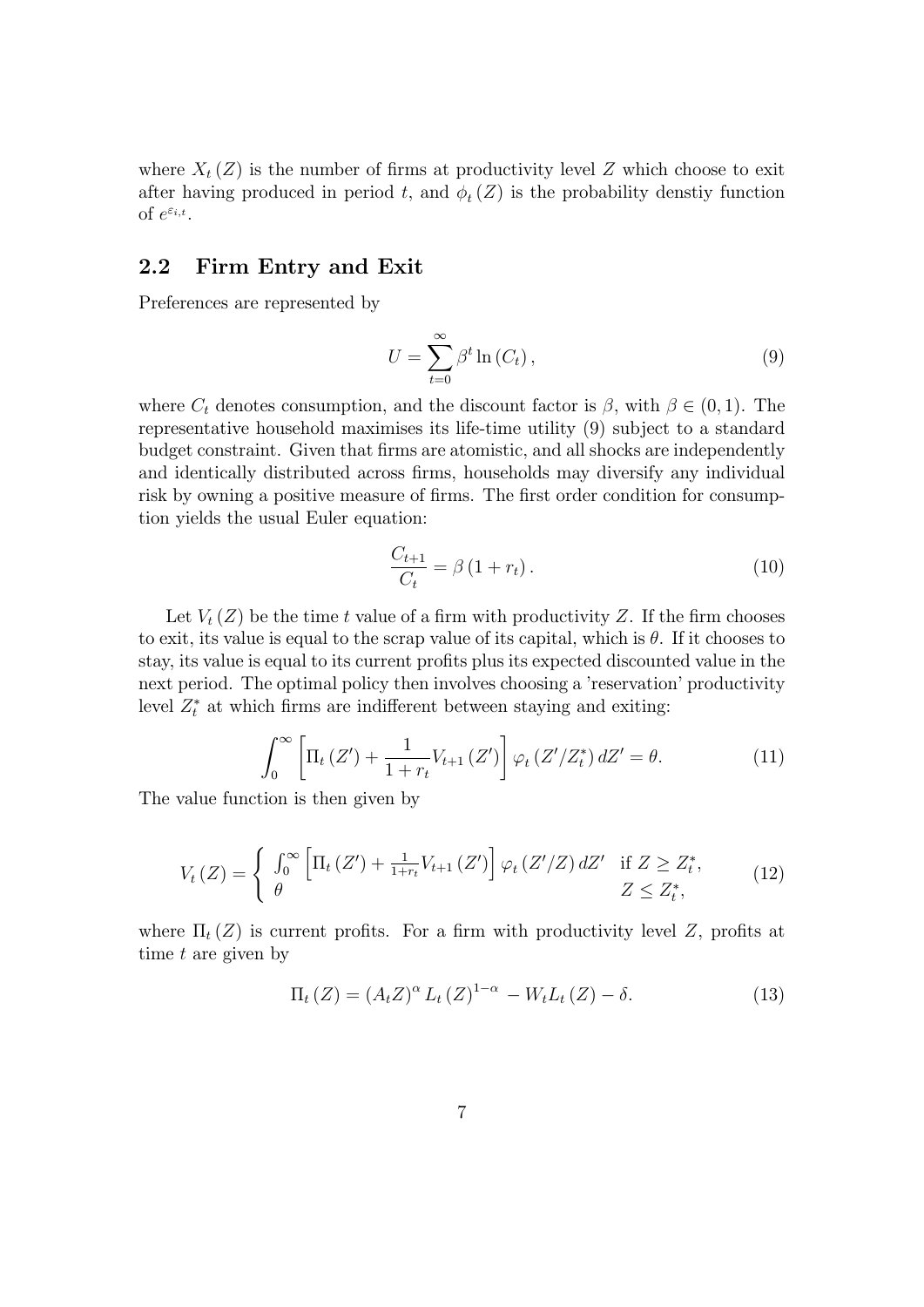where $X_t(Z)$ is the number of firms at productivity level $Z$ which choose to exit after having produced in period $t$, and $\phi_t(Z)$ is the probability denstiy function of $e^{\varepsilon_{i,t}}$.

## 2.2 Firm Entry and Exit

Preferences are represented by

$$U = \sum_{t=0}^{\infty} \beta^t \ln(C_t), \tag{9}$$

where $C_t$ denotes consumption, and the discount factor is $\beta$, with $\beta \in (0,1)$. The representative household maximises its life-time utility (9) subject to a standard budget constraint. Given that firms are atomistic, and all shocks are independently and identically distributed across firms, households may diversify any individual risk by owning a positive measure of firms. The first order condition for consumption yields the usual Euler equation:

$$\frac{C_{t+1}}{C_t} = \beta(1 + r_t). \tag{10}$$

Let $V_t(Z)$ be the time $t$ value of a firm with productivity $Z$. If the firm chooses to exit, its value is equal to the scrap value of its capital, which is $\theta$. If it chooses to stay, its value is equal to its current profits plus its expected discounted value in the next period. The optimal policy then involves choosing a 'reservation' productivity level $Z_t^*$ at which firms are indifferent between staying and exiting:

$$\int_0^{\infty} \left[ \Pi_t(Z') + \frac{1}{1+r_t} V_{t+1}(Z') \right] \varphi_t(Z'/Z_t^*)\, dZ' = \theta. \tag{11}$$

The value function is then given by

$$V_t(Z) = \begin{cases} \int_0^{\infty} \left[ \Pi_t(Z') + \frac{1}{1+r_t} V_{t+1}(Z') \right] \varphi_t(Z'/Z)\, dZ' & \text{if } Z \geq Z_t^*, \\ \theta & Z \leq Z_t^*, \end{cases} \tag{12}$$

where $\Pi_t(Z)$ is current profits. For a firm with productivity level $Z$, profits at time $t$ are given by

$$\Pi_t(Z) = (A_t Z)^{\alpha} L_t(Z)^{1-\alpha} - W_t L_t(Z) - \delta. \tag{13}$$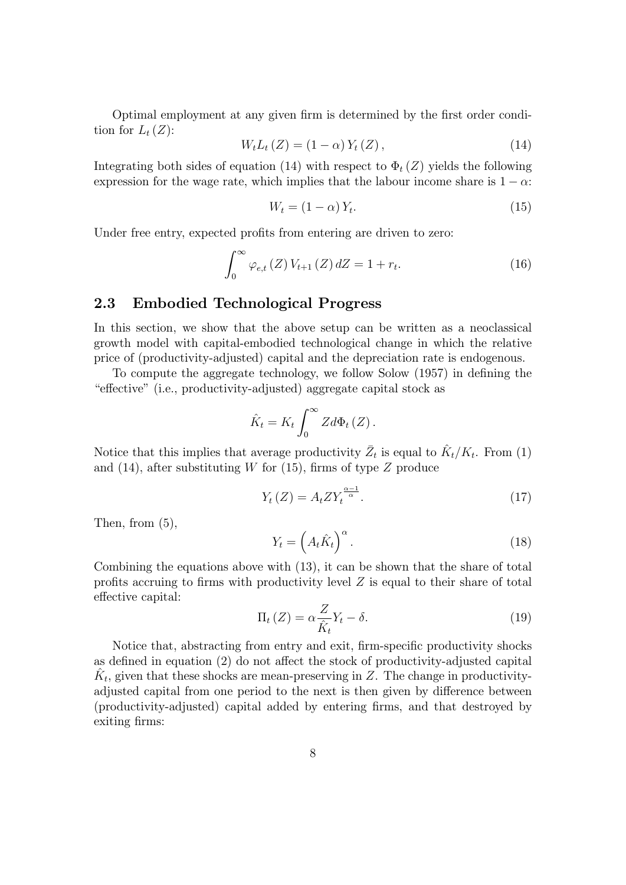Optimal employment at any given firm is determined by the first order condition for $L_t(Z)$:

$$W_t L_t(Z) = (1-\alpha) Y_t(Z), \tag{14}$$

Integrating both sides of equation (14) with respect to $\Phi_t(Z)$ yields the following expression for the wage rate, which implies that the labour income share is $1-\alpha$:

$$W_t = (1-\alpha) Y_t. \tag{15}$$

Under free entry, expected profits from entering are driven to zero:

$$\int_0^\infty \varphi_{e,t}(Z) V_{t+1}(Z) \, dZ = 1 + r_t. \tag{16}$$

## 2.3 Embodied Technological Progress

In this section, we show that the above setup can be written as a neoclassical growth model with capital-embodied technological change in which the relative price of (productivity-adjusted) capital and the depreciation rate is endogenous.

To compute the aggregate technology, we follow Solow (1957) in defining the "effective" (i.e., productivity-adjusted) aggregate capital stock as

$$\hat{K}_t = K_t \int_0^\infty Z d\Phi_t(Z).$$

Notice that this implies that average productivity $\bar{Z}_t$ is equal to $\hat{K}_t / K_t$. From (1) and (14), after substituting $W$ for (15), firms of type $Z$ produce

$$Y_t(Z) = A_t Z Y_t^{\frac{\alpha-1}{\alpha}}. \tag{17}$$

Then, from (5),

$$Y_t = \left(A_t \hat{K}_t\right)^\alpha. \tag{18}$$

Combining the equations above with (13), it can be shown that the share of total profits accruing to firms with productivity level $Z$ is equal to their share of total effective capital:

$$\Pi_t(Z) = \alpha \frac{Z}{\hat{K}_t} Y_t - \delta. \tag{19}$$

Notice that, abstracting from entry and exit, firm-specific productivity shocks as defined in equation (2) do not affect the stock of productivity-adjusted capital $\hat{K}_t$, given that these shocks are mean-preserving in $Z$. The change in productivity-adjusted capital from one period to the next is then given by difference between (productivity-adjusted) capital added by entering firms, and that destroyed by exiting firms: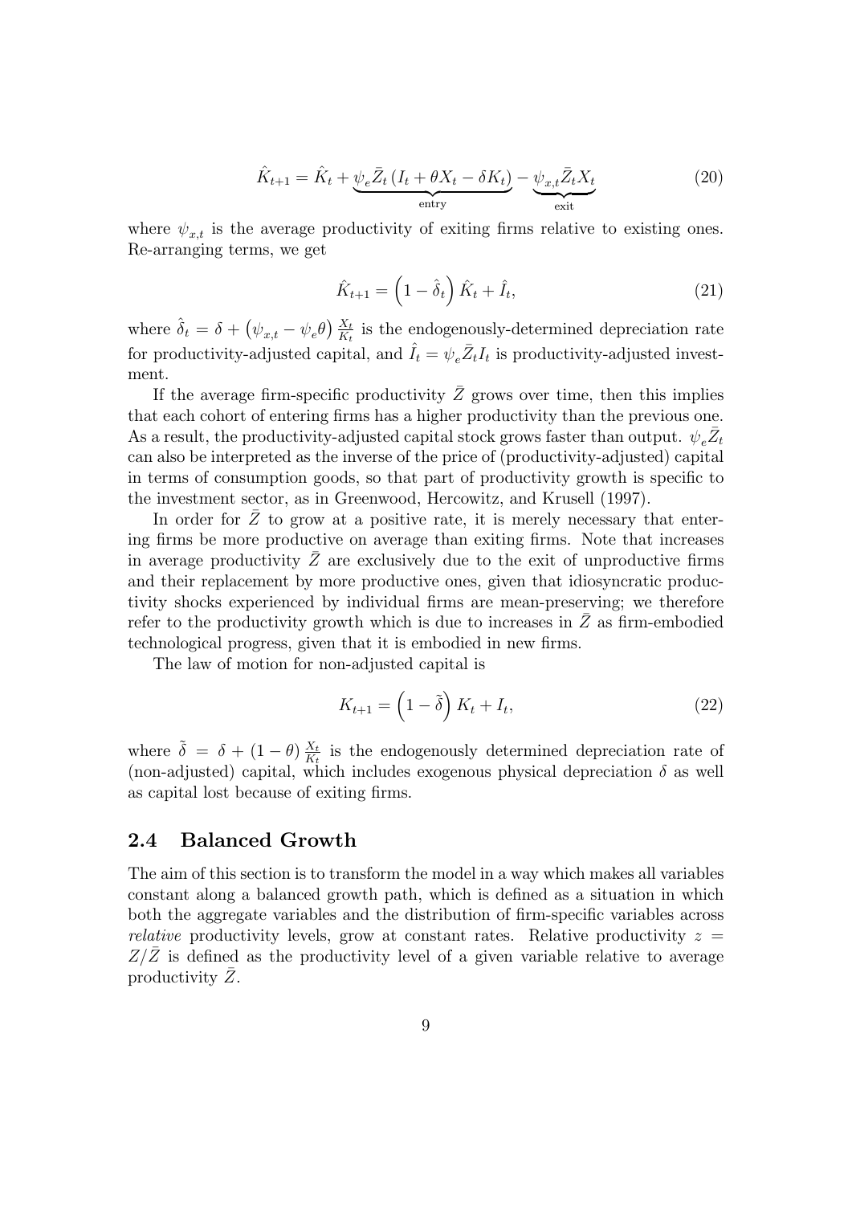$$\hat{K}_{t+1} = \hat{K}_t + \underbrace{\psi_e \bar{Z}_t \left(I_t + \theta X_t - \delta K_t\right)}_{\text{entry}} - \underbrace{\psi_{x,t} \bar{Z}_t X_t}_{\text{exit}} \tag{20}$$

where $\psi_{x,t}$ is the average productivity of exiting firms relative to existing ones. Re-arranging terms, we get

$$\hat{K}_{t+1} = \left(1 - \hat{\delta}_t\right) \hat{K}_t + \hat{I}_t, \tag{21}$$

where $\hat{\delta}_t = \delta + \left(\psi_{x,t} - \psi_e \theta\right) \frac{X_t}{K_t}$ is the endogenously-determined depreciation rate for productivity-adjusted capital, and $\hat{I}_t = \psi_e \bar{Z}_t I_t$ is productivity-adjusted investment.

If the average firm-specific productivity $\bar{Z}$ grows over time, then this implies that each cohort of entering firms has a higher productivity than the previous one. As a result, the productivity-adjusted capital stock grows faster than output. $\psi_e \bar{Z}_t$ can also be interpreted as the inverse of the price of (productivity-adjusted) capital in terms of consumption goods, so that part of productivity growth is specific to the investment sector, as in Greenwood, Hercowitz, and Krusell (1997).

In order for $\bar{Z}$ to grow at a positive rate, it is merely necessary that entering firms be more productive on average than exiting firms. Note that increases in average productivity $\bar{Z}$ are exclusively due to the exit of unproductive firms and their replacement by more productive ones, given that idiosyncratic productivity shocks experienced by individual firms are mean-preserving; we therefore refer to the productivity growth which is due to increases in $\bar{Z}$ as firm-embodied technological progress, given that it is embodied in new firms.

The law of motion for non-adjusted capital is

$$K_{t+1} = \left(1 - \tilde{\delta}\right) K_t + I_t, \tag{22}$$

where $\tilde{\delta} = \delta + (1 - \theta) \frac{X_t}{K_t}$ is the endogenously determined depreciation rate of (non-adjusted) capital, which includes exogenous physical depreciation $\delta$ as well as capital lost because of exiting firms.

## 2.4 Balanced Growth

The aim of this section is to transform the model in a way which makes all variables constant along a balanced growth path, which is defined as a situation in which both the aggregate variables and the distribution of firm-specific variables across *relative* productivity levels, grow at constant rates. Relative productivity $z = Z/\bar{Z}$ is defined as the productivity level of a given variable relative to average productivity $\bar{Z}$.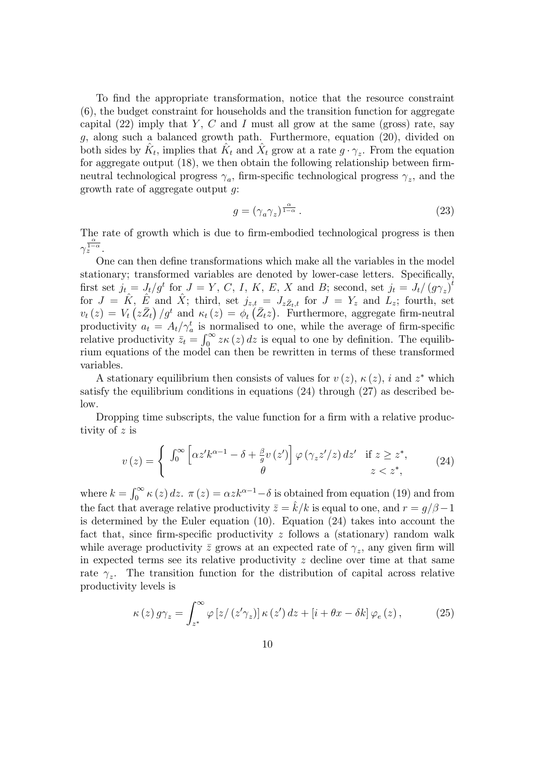To find the appropriate transformation, notice that the resource constraint (6), the budget constraint for households and the transition function for aggregate capital (22) imply that $Y$, $C$ and $I$ must all grow at the same (gross) rate, say $g$, along such a balanced growth path. Furthermore, equation (20), divided on both sides by $\hat{K}_t$, implies that $\hat{K}_t$ and $\hat{X}_t$ grow at a rate $g \cdot \gamma_z$. From the equation for aggregate output (18), we then obtain the following relationship between firm-neutral technological progress $\gamma_a$, firm-specific technological progress $\gamma_z$, and the growth rate of aggregate output $g$:

$$g = (\gamma_a \gamma_z)^{\frac{\alpha}{1-\alpha}}. \tag{23}$$

The rate of growth which is due to firm-embodied technological progress is then $\gamma_z^{\frac{\alpha}{1-\alpha}}$.

One can then define transformations which make all the variables in the model stationary; transformed variables are denoted by lower-case letters. Specifically, first set $j_t = J_t/g^t$ for $J = Y$, $C$, $I$, $K$, $E$, $X$ and $B$; second, set $j_t = J_t/(g\gamma_z)^t$ for $J = \hat{K}$, $\hat{E}$ and $\hat{X}$; third, set $j_{z,t} = J_{z\bar{Z}_t,t}$ for $J = Y_z$ and $L_z$; fourth, set $v_t(z) = V_t(z\bar{Z}_t)/g^t$ and $\kappa_t(z) = \phi_t(\bar{Z}_t z)$. Furthermore, aggregate firm-neutral productivity $a_t = A_t/\gamma_a^t$ is normalised to one, while the average of firm-specific relative productivity $\bar{z}_t = \int_0^\infty z\kappa(z)\,dz$ is equal to one by definition. The equilibrium equations of the model can then be rewritten in terms of these transformed variables.

A stationary equilibrium then consists of values for $v(z)$, $\kappa(z)$, $i$ and $z^*$ which satisfy the equilibrium conditions in equations (24) through (27) as described below.

Dropping time subscripts, the value function for a firm with a relative productivity of $z$ is

$$v(z) = \begin{cases} \int_0^\infty \left[\alpha z' k^{\alpha-1} - \delta + \frac{\beta}{g} v(z')\right] \varphi(\gamma_z z'/z)\,dz' & \text{if } z \geq z^*, \\ \theta & z < z^*, \end{cases} \tag{24}$$

where $k = \int_0^\infty \kappa(z)\,dz$. $\pi(z) = \alpha z k^{\alpha-1} - \delta$ is obtained from equation (19) and from the fact that average relative productivity $\bar{z} = \hat{k}/k$ is equal to one, and $r = g/\beta - 1$ is determined by the Euler equation (10). Equation (24) takes into account the fact that, since firm-specific productivity $z$ follows a (stationary) random walk while average productivity $\bar{z}$ grows at an expected rate of $\gamma_z$, any given firm will in expected terms see its relative productivity $z$ decline over time at that same rate $\gamma_z$. The transition function for the distribution of capital across relative productivity levels is

$$\kappa(z)\,g\gamma_z = \int_{z^*}^\infty \varphi\left[z/(z'\gamma_z)\right]\kappa(z')\,dz + [i + \theta x - \delta k]\,\varphi_e(z), \tag{25}$$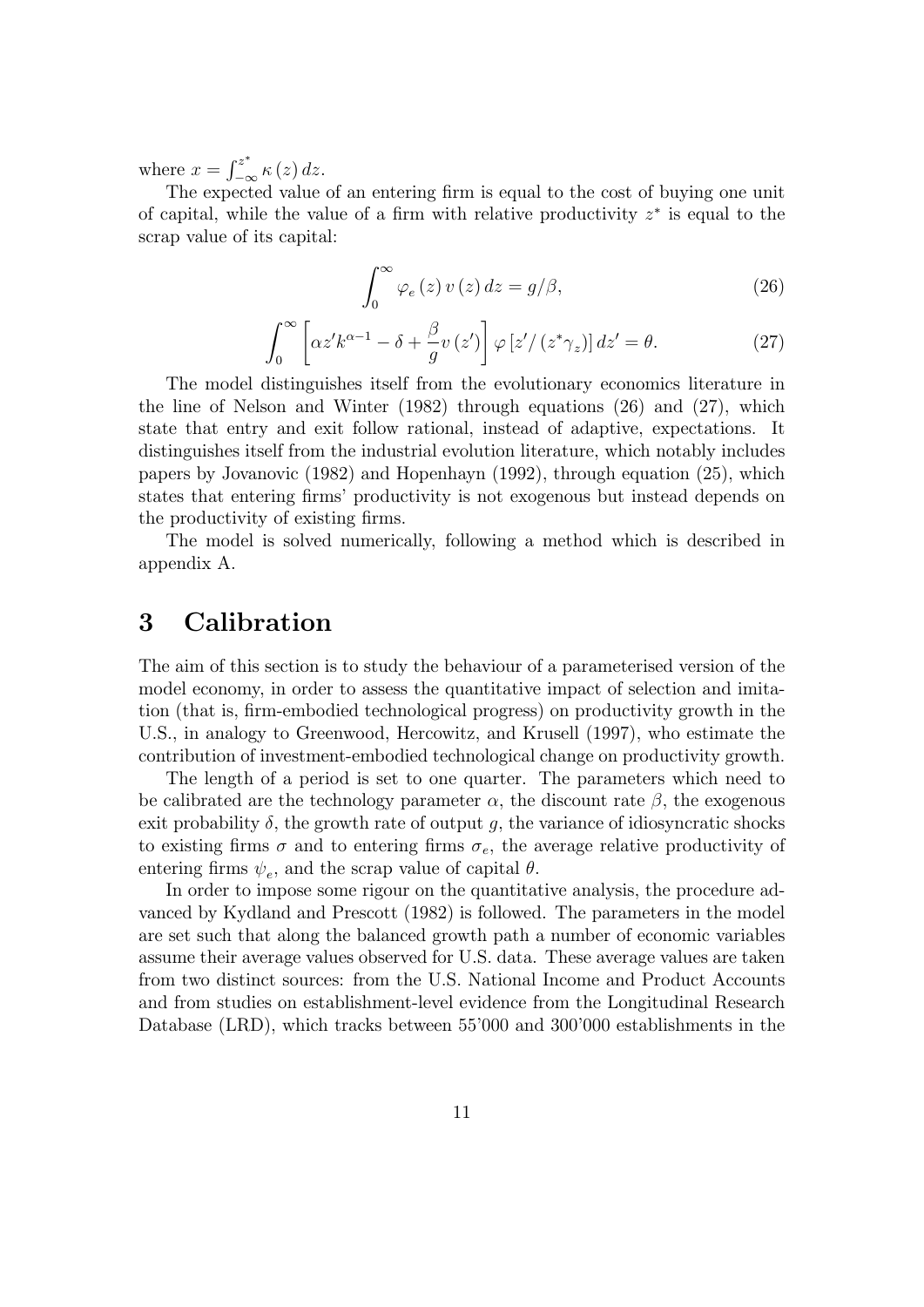where $x = \int_{-\infty}^{z^*} \kappa(z)\, dz$.

The expected value of an entering firm is equal to the cost of buying one unit of capital, while the value of a firm with relative productivity $z^*$ is equal to the scrap value of its capital:

$$\int_0^\infty \varphi_e(z)\, v(z)\, dz = g/\beta, \tag{26}$$

$$\int_0^\infty \left[\alpha z' k^{\alpha-1} - \delta + \frac{\beta}{g} v(z')\right] \varphi\left[z'/(z^*\gamma_z)\right] dz' = \theta. \tag{27}$$

The model distinguishes itself from the evolutionary economics literature in the line of Nelson and Winter (1982) through equations (26) and (27), which state that entry and exit follow rational, instead of adaptive, expectations. It distinguishes itself from the industrial evolution literature, which notably includes papers by Jovanovic (1982) and Hopenhayn (1992), through equation (25), which states that entering firms' productivity is not exogenous but instead depends on the productivity of existing firms.

The model is solved numerically, following a method which is described in appendix A.

# 3 Calibration

The aim of this section is to study the behaviour of a parameterised version of the model economy, in order to assess the quantitative impact of selection and imitation (that is, firm-embodied technological progress) on productivity growth in the U.S., in analogy to Greenwood, Hercowitz, and Krusell (1997), who estimate the contribution of investment-embodied technological change on productivity growth.

The length of a period is set to one quarter. The parameters which need to be calibrated are the technology parameter $\alpha$, the discount rate $\beta$, the exogenous exit probability $\delta$, the growth rate of output $g$, the variance of idiosyncratic shocks to existing firms $\sigma$ and to entering firms $\sigma_e$, the average relative productivity of entering firms $\psi_e$, and the scrap value of capital $\theta$.

In order to impose some rigour on the quantitative analysis, the procedure advanced by Kydland and Prescott (1982) is followed. The parameters in the model are set such that along the balanced growth path a number of economic variables assume their average values observed for U.S. data. These average values are taken from two distinct sources: from the U.S. National Income and Product Accounts and from studies on establishment-level evidence from the Longitudinal Research Database (LRD), which tracks between 55'000 and 300'000 establishments in the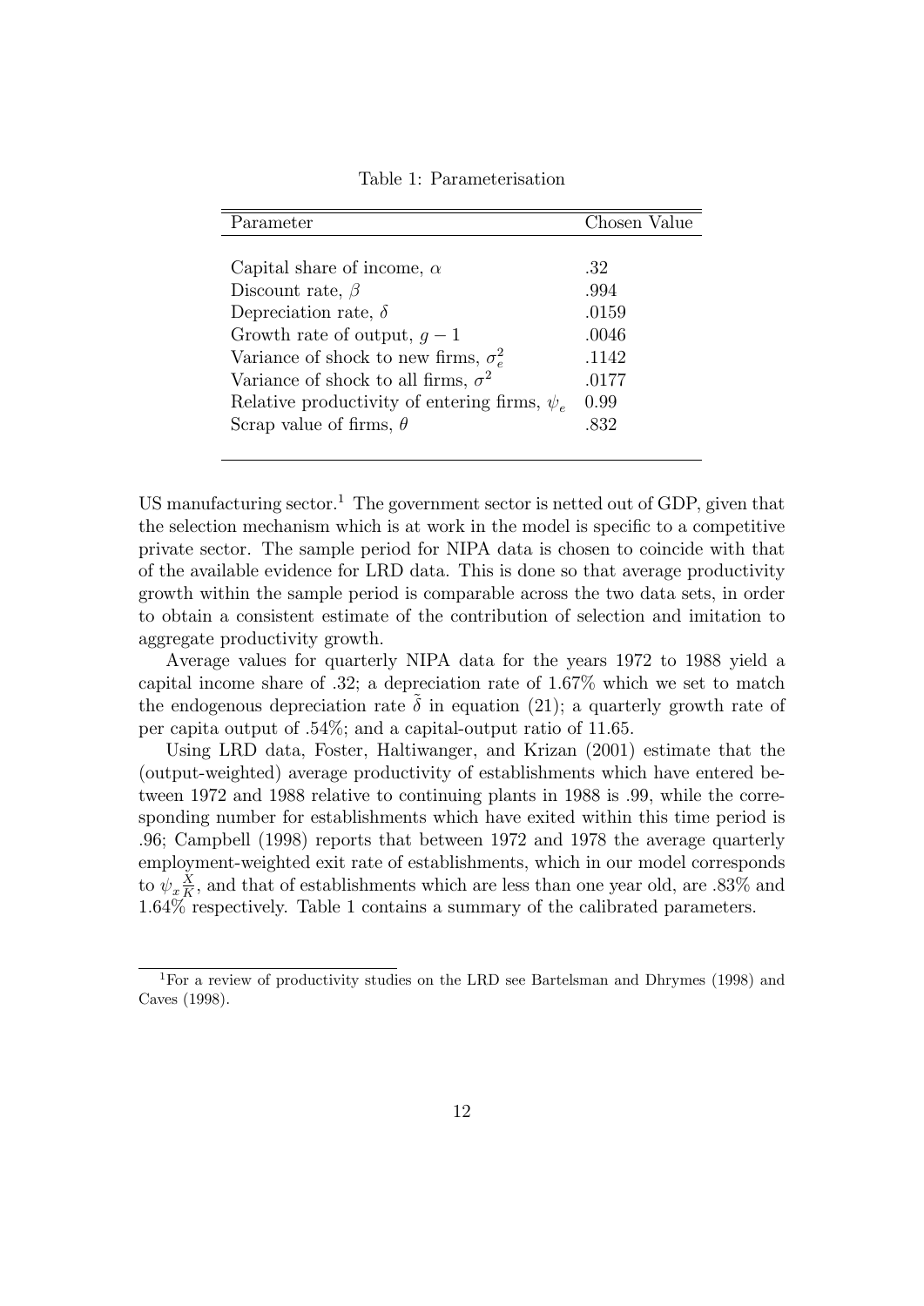Table 1: Parameterisation

| Parameter | Chosen Value |
|---|---|
| Capital share of income, $\alpha$ | .32 |
| Discount rate, $\beta$ | .994 |
| Depreciation rate, $\delta$ | .0159 |
| Growth rate of output, $g-1$ | .0046 |
| Variance of shock to new firms, $\sigma_e^2$ | .1142 |
| Variance of shock to all firms, $\sigma^2$ | .0177 |
| Relative productivity of entering firms, $\psi_e$ | 0.99 |
| Scrap value of firms, $\theta$ | .832 |

US manufacturing sector.[1] The government sector is netted out of GDP, given that the selection mechanism which is at work in the model is specific to a competitive private sector. The sample period for NIPA data is chosen to coincide with that of the available evidence for LRD data. This is done so that average productivity growth within the sample period is comparable across the two data sets, in order to obtain a consistent estimate of the contribution of selection and imitation to aggregate productivity growth.

Average values for quarterly NIPA data for the years 1972 to 1988 yield a capital income share of .32; a depreciation rate of 1.67% which we set to match the endogenous depreciation rate $\tilde{\delta}$ in equation (21); a quarterly growth rate of per capita output of .54%; and a capital-output ratio of 11.65.

Using LRD data, Foster, Haltiwanger, and Krizan (2001) estimate that the (output-weighted) average productivity of establishments which have entered between 1972 and 1988 relative to continuing plants in 1988 is .99, while the corresponding number for establishments which have exited within this time period is .96; Campbell (1998) reports that between 1972 and 1978 the average quarterly employment-weighted exit rate of establishments, which in our model corresponds to $\psi_x \frac{X}{K}$, and that of establishments which are less than one year old, are .83% and 1.64% respectively. Table 1 contains a summary of the calibrated parameters.

[1] For a review of productivity studies on the LRD see Bartelsman and Dhrymes (1998) and Caves (1998).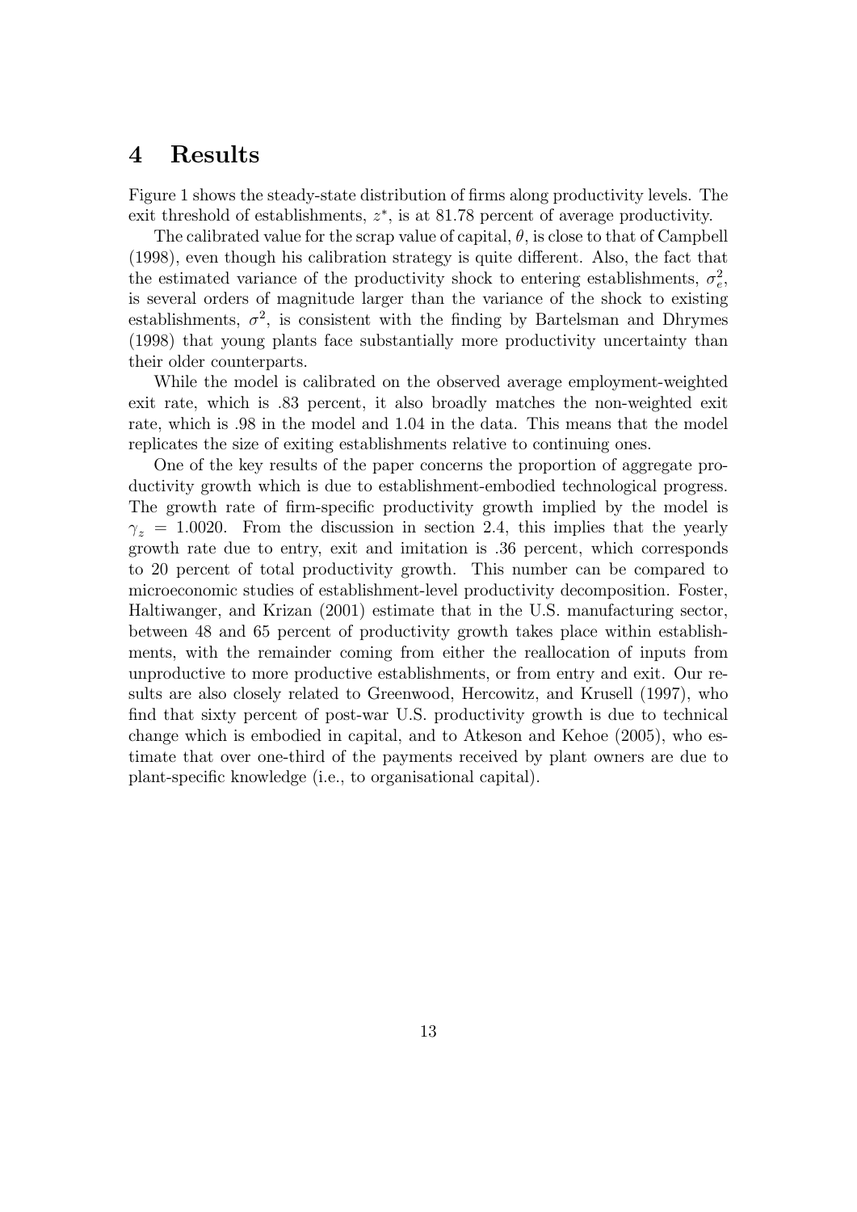# 4 Results

Figure 1 shows the steady-state distribution of firms along productivity levels. The exit threshold of establishments, $z^*$, is at 81.78 percent of average productivity.

The calibrated value for the scrap value of capital, $\theta$, is close to that of Campbell (1998), even though his calibration strategy is quite different. Also, the fact that the estimated variance of the productivity shock to entering establishments, $\sigma_e^2$, is several orders of magnitude larger than the variance of the shock to existing establishments, $\sigma^2$, is consistent with the finding by Bartelsman and Dhrymes (1998) that young plants face substantially more productivity uncertainty than their older counterparts.

While the model is calibrated on the observed average employment-weighted exit rate, which is .83 percent, it also broadly matches the non-weighted exit rate, which is .98 in the model and 1.04 in the data. This means that the model replicates the size of exiting establishments relative to continuing ones.

One of the key results of the paper concerns the proportion of aggregate productivity growth which is due to establishment-embodied technological progress. The growth rate of firm-specific productivity growth implied by the model is $\gamma_z = 1.0020$. From the discussion in section 2.4, this implies that the yearly growth rate due to entry, exit and imitation is .36 percent, which corresponds to 20 percent of total productivity growth. This number can be compared to microeconomic studies of establishment-level productivity decomposition. Foster, Haltiwanger, and Krizan (2001) estimate that in the U.S. manufacturing sector, between 48 and 65 percent of productivity growth takes place within establishments, with the remainder coming from either the reallocation of inputs from unproductive to more productive establishments, or from entry and exit. Our results are also closely related to Greenwood, Hercowitz, and Krusell (1997), who find that sixty percent of post-war U.S. productivity growth is due to technical change which is embodied in capital, and to Atkeson and Kehoe (2005), who estimate that over one-third of the payments received by plant owners are due to plant-specific knowledge (i.e., to organisational capital).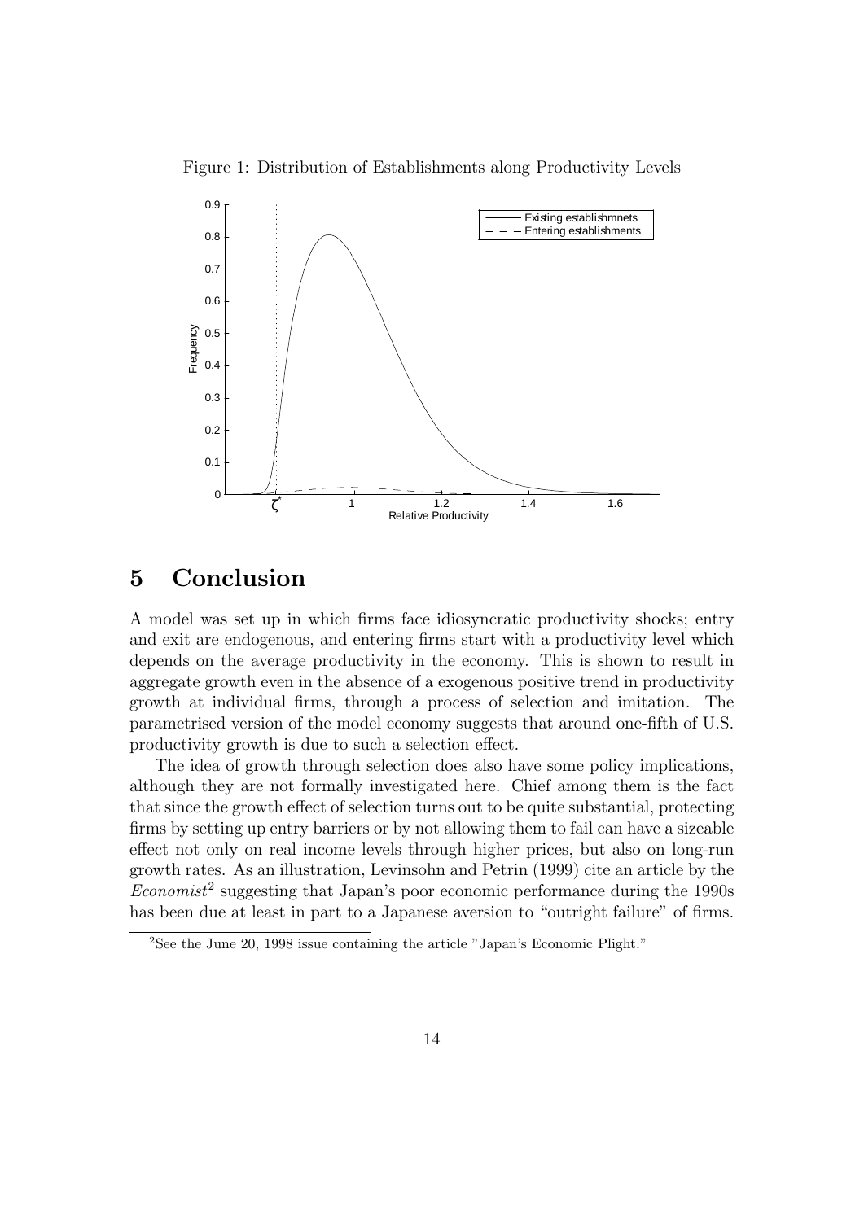Figure 1: Distribution of Establishments along Productivity Levels

## 5 Conclusion

A model was set up in which firms face idiosyncratic productivity shocks; entry and exit are endogenous, and entering firms start with a productivity level which depends on the average productivity in the economy. This is shown to result in aggregate growth even in the absence of a exogenous positive trend in productivity growth at individual firms, through a process of selection and imitation. The parametrised version of the model economy suggests that around one-fifth of U.S. productivity growth is due to such a selection effect.

The idea of growth through selection does also have some policy implications, although they are not formally investigated here. Chief among them is the fact that since the growth effect of selection turns out to be quite substantial, protecting firms by setting up entry barriers or by not allowing them to fail can have a sizeable effect not only on real income levels through higher prices, but also on long-run growth rates. As an illustration, Levinsohn and Petrin (1999) cite an article by the *Economist*[2] suggesting that Japan's poor economic performance during the 1990s has been due at least in part to a Japanese aversion to "outright failure" of firms.

[2] See the June 20, 1998 issue containing the article "Japan's Economic Plight."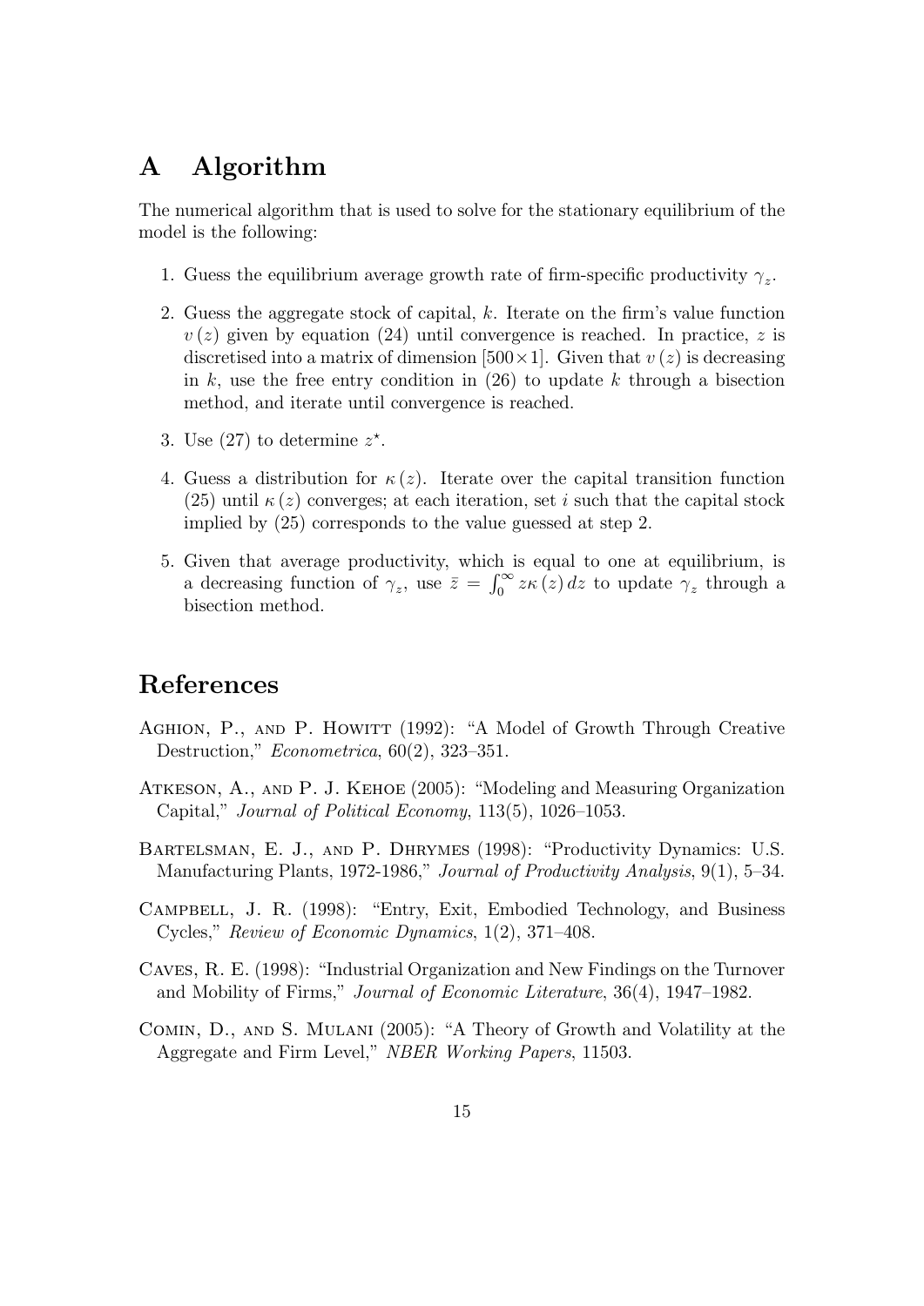# A Algorithm

The numerical algorithm that is used to solve for the stationary equilibrium of the model is the following:

1. Guess the equilibrium average growth rate of firm-specific productivity $\gamma_z$.

2. Guess the aggregate stock of capital, $k$. Iterate on the firm's value function $v(z)$ given by equation (24) until convergence is reached. In practice, $z$ is discretised into a matrix of dimension $[500 \times 1]$. Given that $v(z)$ is decreasing in $k$, use the free entry condition in (26) to update $k$ through a bisection method, and iterate until convergence is reached.

3. Use (27) to determine $z^{\star}$.

4. Guess a distribution for $\kappa(z)$. Iterate over the capital transition function (25) until $\kappa(z)$ converges; at each iteration, set $i$ such that the capital stock implied by (25) corresponds to the value guessed at step 2.

5. Given that average productivity, which is equal to one at equilibrium, is a decreasing function of $\gamma_z$, use $\bar{z} = \int_0^{\infty} z\kappa(z)\,dz$ to update $\gamma_z$ through a bisection method.

# References

Aghion, P., and P. Howitt (1992): "A Model of Growth Through Creative Destruction," *Econometrica*, 60(2), 323–351.

Atkeson, A., and P. J. Kehoe (2005): "Modeling and Measuring Organization Capital," *Journal of Political Economy*, 113(5), 1026–1053.

Bartelsman, E. J., and P. Dhrymes (1998): "Productivity Dynamics: U.S. Manufacturing Plants, 1972-1986," *Journal of Productivity Analysis*, 9(1), 5–34.

Campbell, J. R. (1998): "Entry, Exit, Embodied Technology, and Business Cycles," *Review of Economic Dynamics*, 1(2), 371–408.

Caves, R. E. (1998): "Industrial Organization and New Findings on the Turnover and Mobility of Firms," *Journal of Economic Literature*, 36(4), 1947–1982.

Comin, D., and S. Mulani (2005): "A Theory of Growth and Volatility at the Aggregate and Firm Level," *NBER Working Papers*, 11503.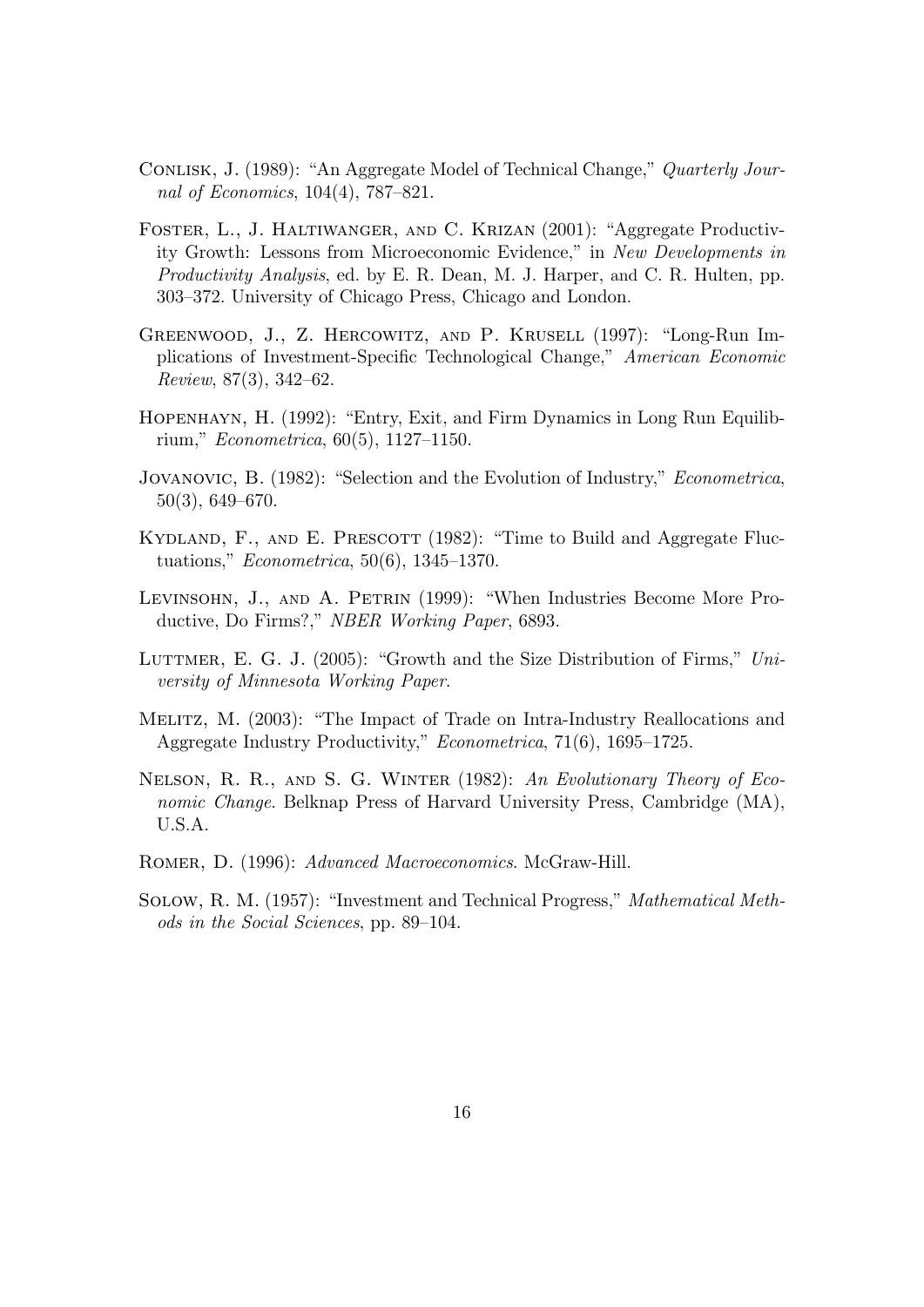Conlisk, J. (1989): "An Aggregate Model of Technical Change," *Quarterly Journal of Economics*, 104(4), 787–821.

Foster, L., J. Haltiwanger, and C. Krizan (2001): "Aggregate Productivity Growth: Lessons from Microeconomic Evidence," in *New Developments in Productivity Analysis*, ed. by E. R. Dean, M. J. Harper, and C. R. Hulten, pp. 303–372. University of Chicago Press, Chicago and London.

Greenwood, J., Z. Hercowitz, and P. Krusell (1997): "Long-Run Implications of Investment-Specific Technological Change," *American Economic Review*, 87(3), 342–62.

Hopenhayn, H. (1992): "Entry, Exit, and Firm Dynamics in Long Run Equilibrium," *Econometrica*, 60(5), 1127–1150.

Jovanovic, B. (1982): "Selection and the Evolution of Industry," *Econometrica*, 50(3), 649–670.

Kydland, F., and E. Prescott (1982): "Time to Build and Aggregate Fluctuations," *Econometrica*, 50(6), 1345–1370.

Levinsohn, J., and A. Petrin (1999): "When Industries Become More Productive, Do Firms?," *NBER Working Paper*, 6893.

Luttmer, E. G. J. (2005): "Growth and the Size Distribution of Firms," *University of Minnesota Working Paper*.

Melitz, M. (2003): "The Impact of Trade on Intra-Industry Reallocations and Aggregate Industry Productivity," *Econometrica*, 71(6), 1695–1725.

Nelson, R. R., and S. G. Winter (1982): *An Evolutionary Theory of Economic Change*. Belknap Press of Harvard University Press, Cambridge (MA), U.S.A.

Romer, D. (1996): *Advanced Macroeconomics*. McGraw-Hill.

Solow, R. M. (1957): "Investment and Technical Progress," *Mathematical Methods in the Social Sciences*, pp. 89–104.